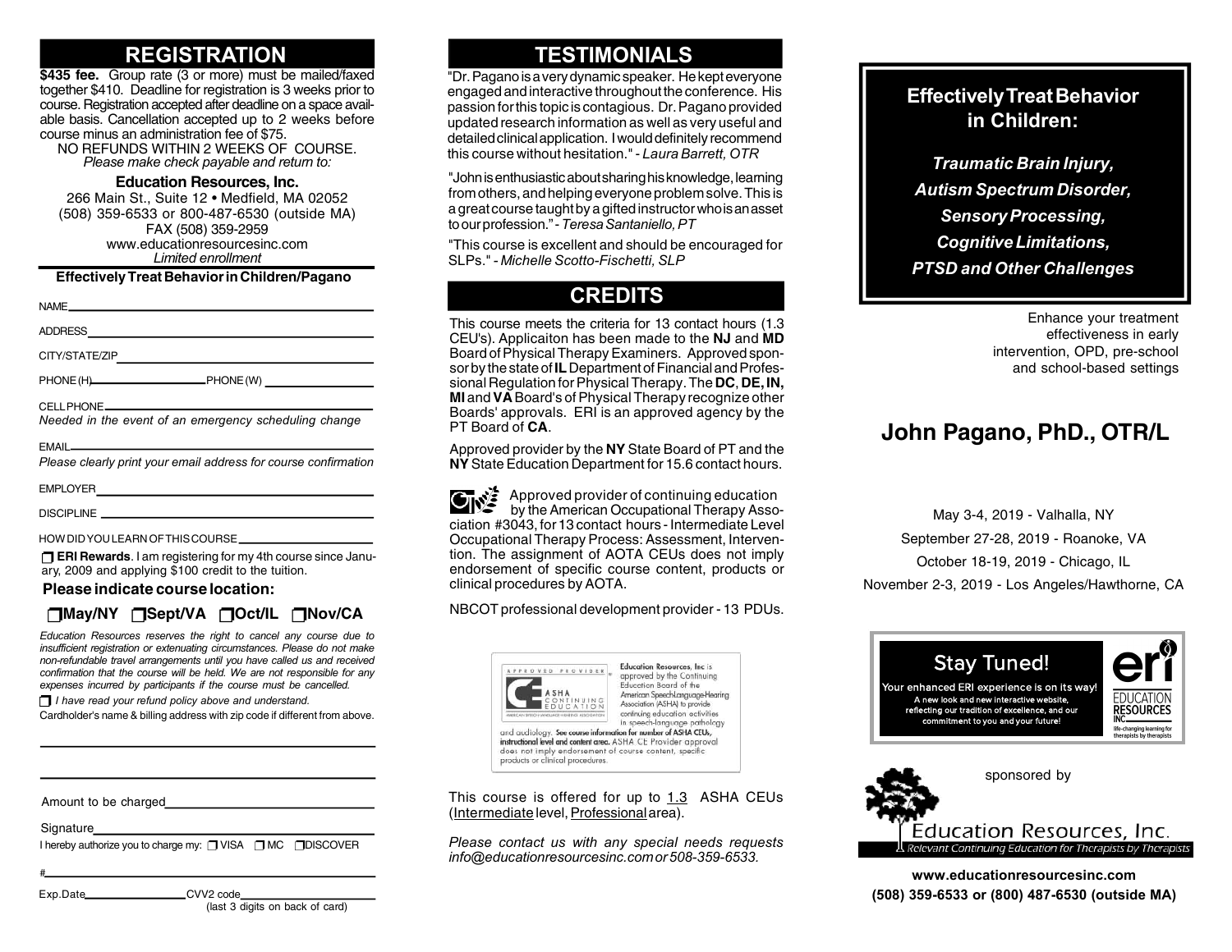## REGISTRATION

**$435 fee.** Group rate (3 or more) must be mailed/faxed together $410. Deadline for registration is 3 weeks prior to course. Registration accepted after deadline on a space available basis. Cancellation accepted up to 2 weeks before course minus an administration fee of $75.

NO REFUNDS WITHIN 2 WEEKS OF COURSE.

*Please make check payable and return to:*

**Education Resources, Inc.**
266 Main St., Suite 12 • Medfield, MA 02052
(508) 359-6533 or 800-487-6530 (outside MA)
FAX (508) 359-2959
www.educationresourcesinc.com
*Limited enrollment*

**Effectively Treat Behavior in Children/Pagano**

NAME ______________________________

ADDRESS ______________________________

CITY/STATE/ZIP ______________________________

PHONE (H) ______________ PHONE (W) ______________

CELL PHONE ______________________________
*Needed in the event of an emergency scheduling change*

EMAIL ______________________________
*Please clearly print your email address for course confirmation*

EMPLOYER ______________________________

DISCIPLINE ______________________________

HOW DID YOU LEARN OF THIS COURSE ______________________________

❒ **ERI Rewards**. I am registering for my 4th course since January, 2009 and applying $100 credit to the tuition.

**Please indicate course location:**

❒**May/NY** ❒**Sept/VA** ❒**Oct/IL** ❒**Nov/CA**

*Education Resources reserves the right to cancel any course due to insufficient registration or extenuating circumstances. Please do not make non-refundable travel arrangements until you have called us and received confirmation that the course will be held. We are not responsible for any expenses incurred by participants if the course must be cancelled.*

❒ *I have read your refund policy above and understand.*

Cardholder's name & billing address with zip code if different from above.

______________________________

______________________________

Amount to be charged ______________________________

Signature ______________________________

I hereby authorize you to charge my: ❒ VISA ❒ MC ❒ DISCOVER

# ______________________________

Exp.Date ______________ CVV2 code ______________
(last 3 digits on back of card)

## TESTIMONIALS

"Dr. Pagano is a very dynamic speaker. He kept everyone engaged and interactive throughout the conference. His passion for this topic is contagious. Dr. Pagano provided updated research information as well as very useful and detailed clinical application. I would definitely recommend this course without hesitation." - *Laura Barrett, OTR*

"John is enthusiastic about sharing his knowledge, learning from others, and helping everyone problem solve. This is a great course taught by a gifted instructor who is an asset to our profession." - *Teresa Santaniello, PT*

"This course is excellent and should be encouraged for SLPs." - *Michelle Scotto-Fischetti, SLP*

## CREDITS

This course meets the criteria for 13 contact hours (1.3 CEU's). Applicaiton has been made to the **NJ** and **MD** Board of Physical Therapy Examiners. Approved sponsor by the state of **IL** Department of Financial and Professional Regulation for Physical Therapy. The **DC**, **DE, IN, MI** and **VA** Board's of Physical Therapy recognize other Boards' approvals. ERI is an approved agency by the PT Board of **CA**.

Approved provider by the **NY** State Board of PT and the **NY** State Education Department for 15.6 contact hours.

Approved provider of continuing education by the American Occupational Therapy Association #3043, for 13 contact hours - Intermediate Level Occupational Therapy Process: Assessment, Intervention. The assignment of AOTA CEUs does not imply endorsement of specific course content, products or clinical procedures by AOTA.

NBCOT professional development provider - 13 PDUs.

Education Resources, Inc is approved by the Continuing Education Board of the American Speech-Language-Hearing Association (ASHA) to provide continuing education activities in speech-language pathology and audiology. **See course information for number of ASHA CEUs, instructional level and content area.** ASHA CE Provider approval does not imply endorsement of course content, specific products or clinical procedures.

This course is offered for up to 1.3 ASHA CEUs (Intermediate level, Professional area).

*Please contact us with any special needs requests info@educationresourcesinc.com or 508-359-6533.*

# Effectively Treat Behavior in Children:

***Traumatic Brain Injury, Autism Spectrum Disorder, Sensory Processing, Cognitive Limitations, PTSD and Other Challenges***

Enhance your treatment effectiveness in early intervention, OPD, pre-school and school-based settings

## John Pagano, PhD., OTR/L

May 3-4, 2019 - Valhalla, NY
September 27-28, 2019 - Roanoke, VA
October 18-19, 2019 - Chicago, IL
November 2-3, 2019 - Los Angeles/Hawthorne, CA

**Stay Tuned!**
Your enhanced ERI experience is on its way!
A new look and new interactive website, reflecting our tradition of excellence, and our commitment to you and your future!

eri EDUCATION RESOURCES INC. life-changing learning for therapists by therapists

sponsored by

Education Resources, Inc.
Relevant Continuing Education for Therapists by Therapists

**www.educationresourcesinc.com**
**(508) 359-6533 or (800) 487-6530 (outside MA)**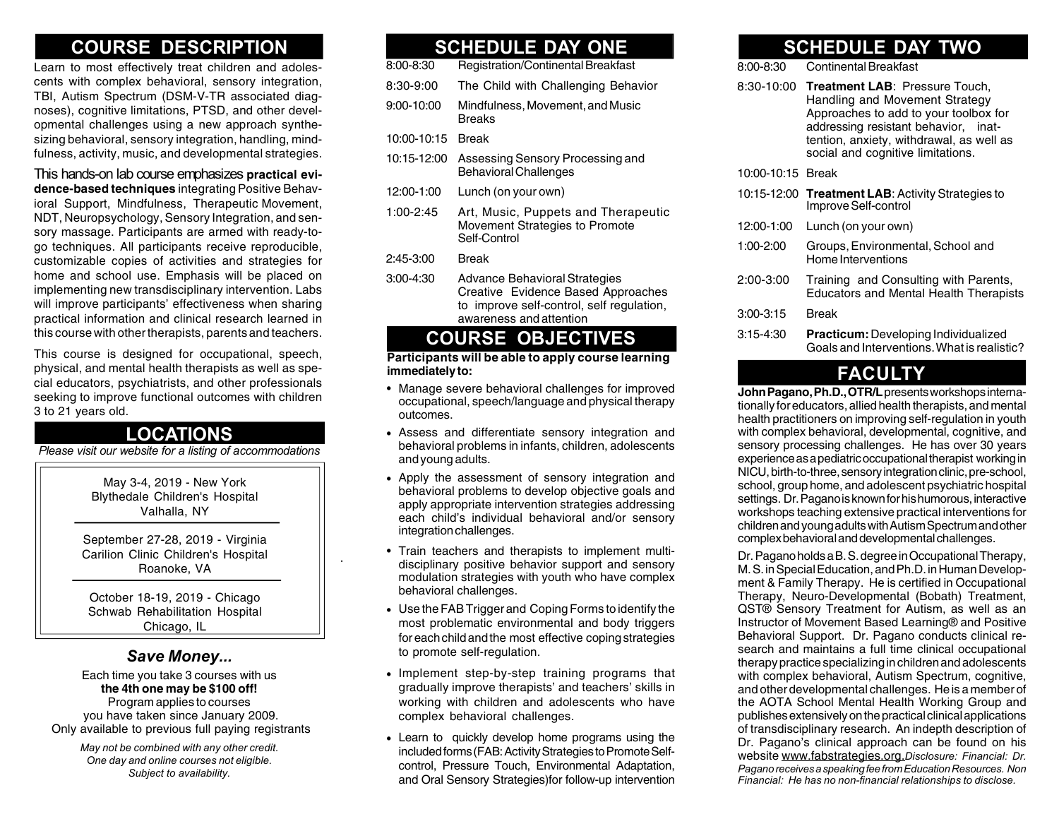## COURSE DESCRIPTION

Learn to most effectively treat children and adolescents with complex behavioral, sensory integration, TBI, Autism Spectrum (DSM-V-TR associated diagnoses), cognitive limitations, PTSD, and other developmental challenges using a new approach synthesizing behavioral, sensory integration, handling, mindfulness, activity, music, and developmental strategies.

This hands-on lab course emphasizes **practical evidence-based techniques** integrating Positive Behavioral Support, Mindfulness, Therapeutic Movement, NDT, Neuropsychology, Sensory Integration, and sensory massage. Participants are armed with ready-to-go techniques. All participants receive reproducible, customizable copies of activities and strategies for home and school use. Emphasis will be placed on implementing new transdisciplinary intervention. Labs will improve participants' effectiveness when sharing practical information and clinical research learned in this course with other therapists, parents and teachers.

This course is designed for occupational, speech, physical, and mental health therapists as well as special educators, psychiatrists, and other professionals seeking to improve functional outcomes with children 3 to 21 years old.

## LOCATIONS

*Please visit our website for a listing of accommodations*

May 3-4, 2019 - New York
Blythedale Children's Hospital
Valhalla, NY

September 27-28, 2019 - Virginia
Carilion Clinic Children's Hospital
Roanoke, VA

October 18-19, 2019 - Chicago
Schwab Rehabilitation Hospital
Chicago, IL

### *Save Money...*

Each time you take 3 courses with us
**the 4th one may be $100 off!**
Program applies to courses
you have taken since January 2009.
Only available to previous full paying registrants

*May not be combined with any other credit.*
*One day and online courses not eligible.*
*Subject to availability.*

## SCHEDULE DAY ONE

| | |
|---|---|
| 8:00-8:30 | Registration/Continental Breakfast |
| 8:30-9:00 | The Child with Challenging Behavior |
| 9:00-10:00 | Mindfulness, Movement, and Music Breaks |
| 10:00-10:15 | Break |
| 10:15-12:00 | Assessing Sensory Processing and Behavioral Challenges |
| 12:00-1:00 | Lunch (on your own) |
| 1:00-2:45 | Art, Music, Puppets and Therapeutic Movement Strategies to Promote Self-Control |
| 2:45-3:00 | Break |
| 3:00-4:30 | Advance Behavioral Strategies Creative Evidence Based Approaches to improve self-control, self regulation, awareness and attention |

## COURSE OBJECTIVES

**Participants will be able to apply course learning immediately to:**

- Manage severe behavioral challenges for improved occupational, speech/language and physical therapy outcomes.
- Assess and differentiate sensory integration and behavioral problems in infants, children, adolescents and young adults.
- Apply the assessment of sensory integration and behavioral problems to develop objective goals and apply appropriate intervention strategies addressing each child's individual behavioral and/or sensory integration challenges.
- Train teachers and therapists to implement multidisciplinary positive behavior support and sensory modulation strategies with youth who have complex behavioral challenges.
- Use the FAB Trigger and Coping Forms to identify the most problematic environmental and body triggers for each child and the most effective coping strategies to promote self-regulation.
- Implement step-by-step training programs that gradually improve therapists' and teachers' skills in working with children and adolescents who have complex behavioral challenges.
- Learn to quickly develop home programs using the included forms (FAB: Activity Strategies to Promote Self-control, Pressure Touch, Environmental Adaptation, and Oral Sensory Strategies) for follow-up intervention

## SCHEDULE DAY TWO

| | |
|---|---|
| 8:00-8:30 | Continental Breakfast |
| 8:30-10:00 | **Treatment LAB**: Pressure Touch, Handling and Movement Strategy Approaches to add to your toolbox for addressing resistant behavior, inattention, anxiety, withdrawal, as well as social and cognitive limitations. |
| 10:00-10:15 | Break |
| 10:15-12:00 | **Treatment LAB**: Activity Strategies to Improve Self-control |
| 12:00-1:00 | Lunch (on your own) |
| 1:00-2:00 | Groups, Environmental, School and Home Interventions |
| 2:00-3:00 | Training and Consulting with Parents, Educators and Mental Health Therapists |
| 3:00-3:15 | Break |
| 3:15-4:30 | **Practicum:** Developing Individualized Goals and Interventions. What is realistic? |

## FACULTY

**John Pagano, Ph.D., OTR/L** presents workshops internationally for educators, allied health therapists, and mental health practitioners on improving self-regulation in youth with complex behavioral, developmental, cognitive, and sensory processing challenges. He has over 30 years experience as a pediatric occupational therapist working in NICU, birth-to-three, sensory integration clinic, pre-school, school, group home, and adolescent psychiatric hospital settings. Dr. Pagano is known for his humorous, interactive workshops teaching extensive practical interventions for children and young adults with Autism Spectrum and other complex behavioral and developmental challenges.

Dr. Pagano holds a B. S. degree in Occupational Therapy, M. S. in Special Education, and Ph.D. in Human Development & Family Therapy. He is certified in Occupational Therapy, Neuro-Developmental (Bobath) Treatment, QST® Sensory Treatment for Autism, as well as an Instructor of Movement Based Learning® and Positive Behavioral Support. Dr. Pagano conducts clinical research and maintains a full time clinical occupational therapy practice specializing in children and adolescents with complex behavioral, Autism Spectrum, cognitive, and other developmental challenges. He is a member of the AOTA School Mental Health Working Group and publishes extensively on the practical clinical applications of transdisciplinary research. An indepth description of Dr. Pagano's clinical approach can be found on his website www.fabstrategies.org. *Disclosure: Financial: Dr. Pagano receives a speaking fee from Education Resources. Non Financial: He has no non-financial relationships to disclose.*